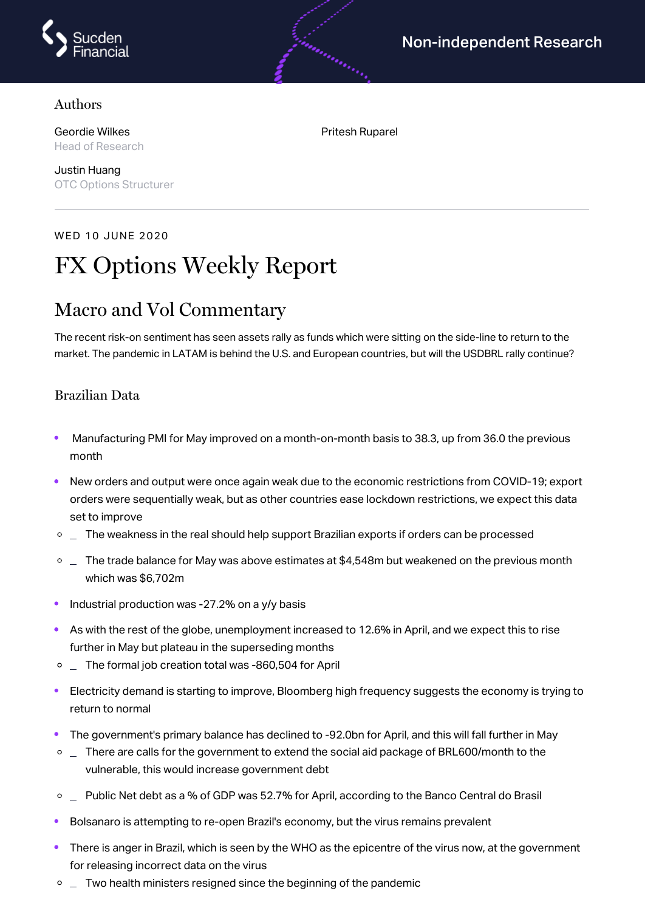Sucden Financial

Non-independent Research

### Authors

Geordie Wilkes
Head of Research

Justin Huang
OTC Options Structurer

Pritesh Ruparel

---

WED 10 JUNE 2020

# FX Options Weekly Report

## Macro and Vol Commentary

The recent risk-on sentiment has seen assets rally as funds which were sitting on the side-line to return to the market. The pandemic in LATAM is behind the U.S. and European countries, but will the USDBRL rally continue?

### Brazilian Data

- Manufacturing PMI for May improved on a month-on-month basis to 38.3, up from 36.0 the previous month
- New orders and output were once again weak due to the economic restrictions from COVID-19; export orders were sequentially weak, but as other countries ease lockdown restrictions, we expect this data set to improve
    - The weakness in the real should help support Brazilian exports if orders can be processed
    - The trade balance for May was above estimates at $4,548m but weakened on the previous month which was $6,702m
- Industrial production was -27.2% on a y/y basis
- As with the rest of the globe, unemployment increased to 12.6% in April, and we expect this to rise further in May but plateau in the superseding months
    - The formal job creation total was -860,504 for April
- Electricity demand is starting to improve, Bloomberg high frequency suggests the economy is trying to return to normal
- The government's primary balance has declined to -92.0bn for April, and this will fall further in May
    - There are calls for the government to extend the social aid package of BRL600/month to the vulnerable, this would increase government debt
    - Public Net debt as a % of GDP was 52.7% for April, according to the Banco Central do Brasil
- Bolsanaro is attempting to re-open Brazil's economy, but the virus remains prevalent
- There is anger in Brazil, which is seen by the WHO as the epicentre of the virus now, at the government for releasing incorrect data on the virus
    - Two health ministers resigned since the beginning of the pandemic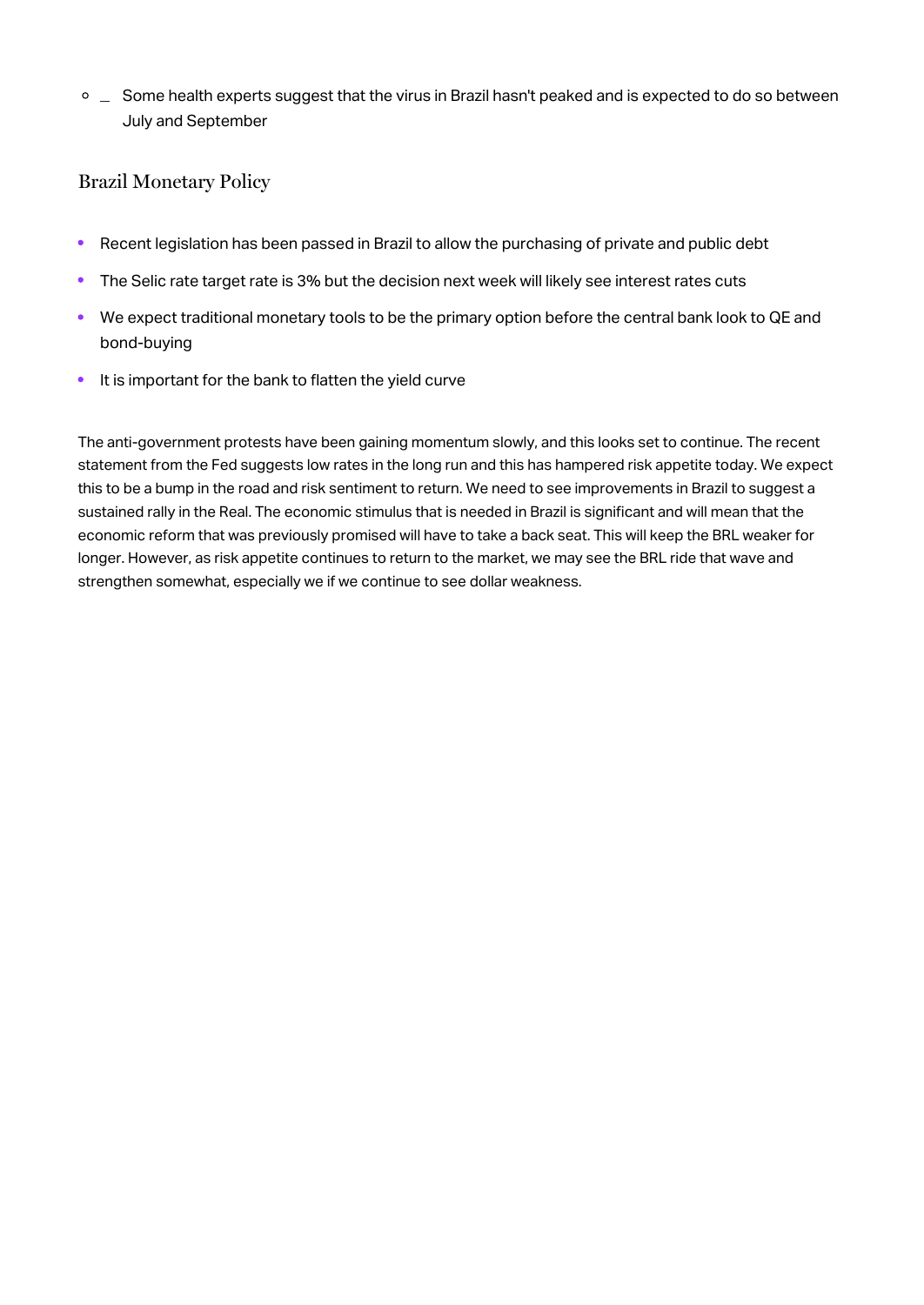- _ Some health experts suggest that the virus in Brazil hasn't peaked and is expected to do so between July and September

## Brazil Monetary Policy

- Recent legislation has been passed in Brazil to allow the purchasing of private and public debt
- The Selic rate target rate is 3% but the decision next week will likely see interest rates cuts
- We expect traditional monetary tools to be the primary option before the central bank look to QE and bond-buying
- It is important for the bank to flatten the yield curve

The anti-government protests have been gaining momentum slowly, and this looks set to continue. The recent statement from the Fed suggests low rates in the long run and this has hampered risk appetite today. We expect this to be a bump in the road and risk sentiment to return. We need to see improvements in Brazil to suggest a sustained rally in the Real. The economic stimulus that is needed in Brazil is significant and will mean that the economic reform that was previously promised will have to take a back seat. This will keep the BRL weaker for longer. However, as risk appetite continues to return to the market, we may see the BRL ride that wave and strengthen somewhat, especially we if we continue to see dollar weakness.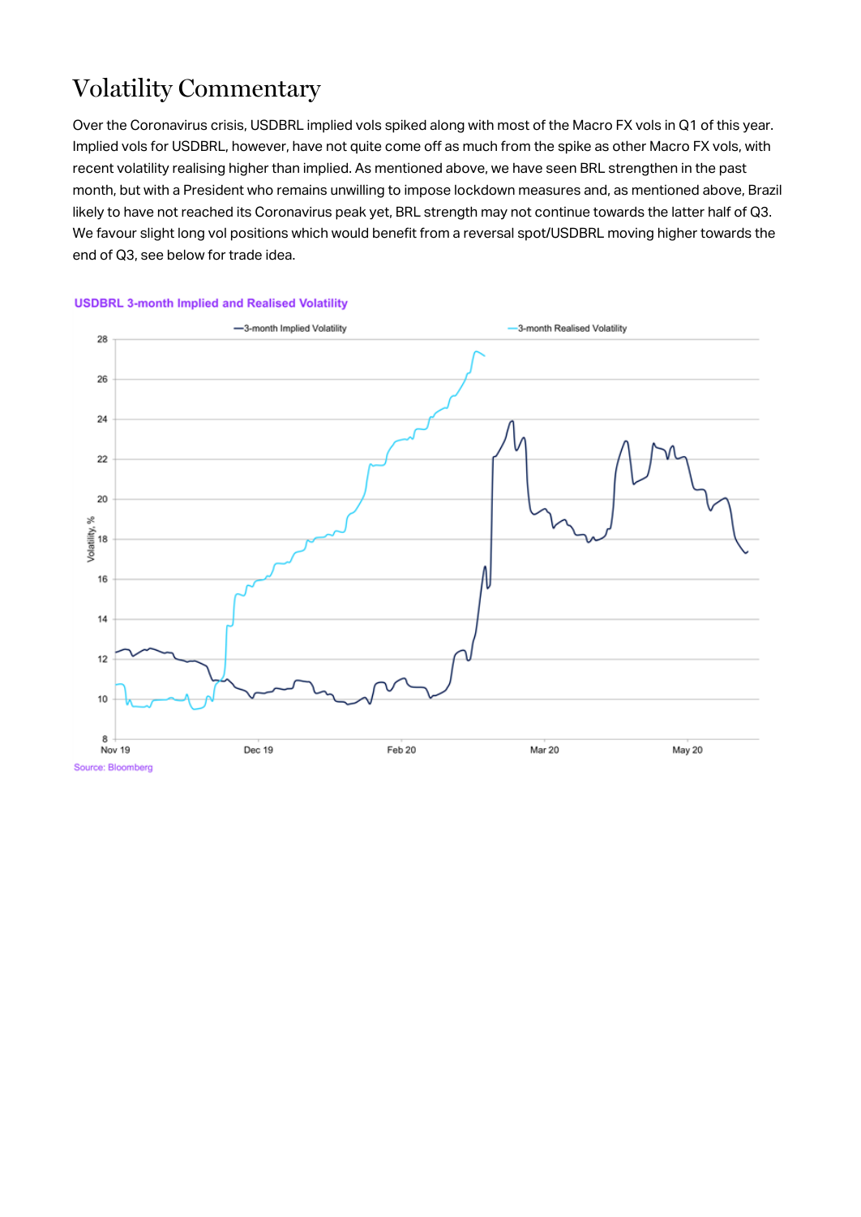# Volatility Commentary

Over the Coronavirus crisis, USDBRL implied vols spiked along with most of the Macro FX vols in Q1 of this year. Implied vols for USDBRL, however, have not quite come off as much from the spike as other Macro FX vols, with recent volatility realising higher than implied. As mentioned above, we have seen BRL strengthen in the past month, but with a President who remains unwilling to impose lockdown measures and, as mentioned above, Brazil likely to have not reached its Coronavirus peak yet, BRL strength may not continue towards the latter half of Q3. We favour slight long vol positions which would benefit from a reversal spot/USDBRL moving higher towards the end of Q3, see below for trade idea.

**USDBRL 3-month Implied and Realised Volatility**

Source: Bloomberg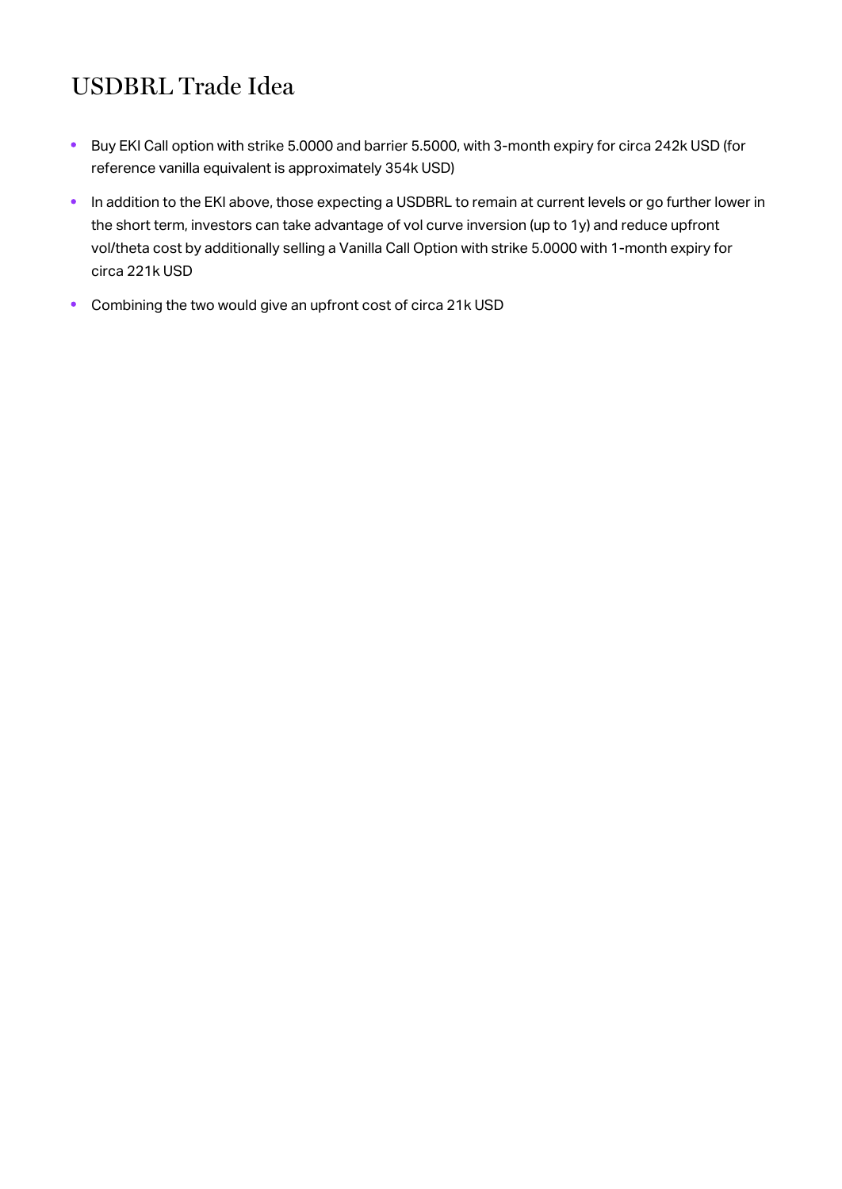# USDBRL Trade Idea

- Buy EKI Call option with strike 5.0000 and barrier 5.5000, with 3-month expiry for circa 242k USD (for reference vanilla equivalent is approximately 354k USD)
- In addition to the EKI above, those expecting a USDBRL to remain at current levels or go further lower in the short term, investors can take advantage of vol curve inversion (up to 1y) and reduce upfront vol/theta cost by additionally selling a Vanilla Call Option with strike 5.0000 with 1-month expiry for circa 221k USD
- Combining the two would give an upfront cost of circa 21k USD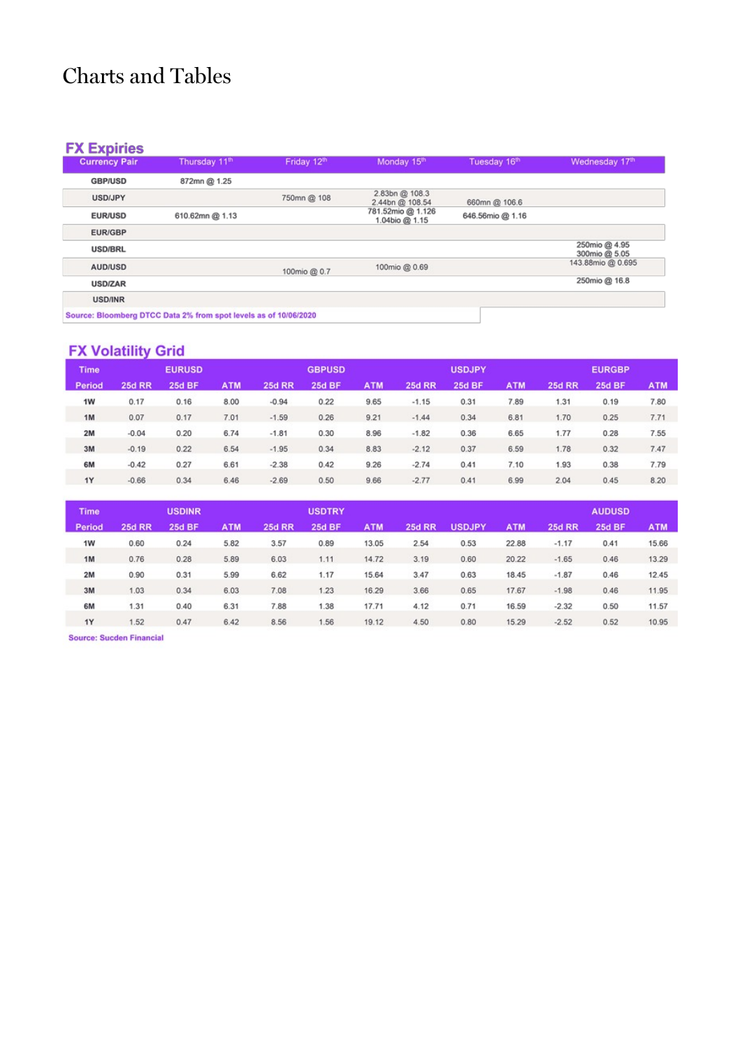# Charts and Tables

## FX Expiries

| Currency Pair | Thursday 11th | Friday 12th | Monday 15th | Tuesday 16th | Wednesday 17th |
|---|---|---|---|---|---|
| GBP/USD | 872mn @ 1.25 | | | | |
| USD/JPY | | 750mn @ 108 | 2.83bn @ 108.3<br>2.44bn @ 108.54 | 660mn @ 106.6 | |
| EUR/USD | 610.62mn @ 1.13 | | 781.52mio @ 1.126<br>1.04bio @ 1.15 | 646.56mio @ 1.16 | |
| EUR/GBP | | | | | |
| USD/BRL | | | | | 250mio @ 4.95<br>300mio @ 5.05 |
| AUD/USD | | 100mio @ 0.7 | 100mio @ 0.69 | | 143.88mio @ 0.695 |
| USD/ZAR | | | | | 250mio @ 16.8 |
| USD/INR | | | | | |

Source: Bloomberg DTCC Data 2% from spot levels as of 10/06/2020

## FX Volatility Grid

| Time | EURUSD | | | GBPUSD | | | USDJPY | | | EURGBP | | |
|---|---|---|---|---|---|---|---|---|---|---|---|---|
| Period | 25d RR | 25d BF | ATM | 25d RR | 25d BF | ATM | 25d RR | 25d BF | ATM | 25d RR | 25d BF | ATM |
| 1W | 0.17 | 0.16 | 8.00 | -0.94 | 0.22 | 9.65 | -1.15 | 0.31 | 7.89 | 1.31 | 0.19 | 7.80 |
| 1M | 0.07 | 0.17 | 7.01 | -1.59 | 0.26 | 9.21 | -1.44 | 0.34 | 6.81 | 1.70 | 0.25 | 7.71 |
| 2M | -0.04 | 0.20 | 6.74 | -1.81 | 0.30 | 8.96 | -1.82 | 0.36 | 6.65 | 1.77 | 0.28 | 7.55 |
| 3M | -0.19 | 0.22 | 6.54 | -1.95 | 0.34 | 8.83 | -2.12 | 0.37 | 6.59 | 1.78 | 0.32 | 7.47 |
| 6M | -0.42 | 0.27 | 6.61 | -2.38 | 0.42 | 9.26 | -2.74 | 0.41 | 7.10 | 1.93 | 0.38 | 7.79 |
| 1Y | -0.66 | 0.34 | 6.46 | -2.69 | 0.50 | 9.66 | -2.77 | 0.41 | 6.99 | 2.04 | 0.45 | 8.20 |

| Time | USDINR | | | USDTRY | | | | | | AUDUSD | | |
|---|---|---|---|---|---|---|---|---|---|---|---|---|
| Period | 25d RR | 25d BF | ATM | 25d RR | 25d BF | ATM | 25d RR | USDJPY | ATM | 25d RR | 25d BF | ATM |
| 1W | 0.60 | 0.24 | 5.82 | 3.57 | 0.89 | 13.05 | 2.54 | 0.53 | 22.88 | -1.17 | 0.41 | 15.66 |
| 1M | 0.76 | 0.28 | 5.89 | 6.03 | 1.11 | 14.72 | 3.19 | 0.60 | 20.22 | -1.65 | 0.46 | 13.29 |
| 2M | 0.90 | 0.31 | 5.99 | 6.62 | 1.17 | 15.64 | 3.47 | 0.63 | 18.45 | -1.87 | 0.46 | 12.45 |
| 3M | 1.03 | 0.34 | 6.03 | 7.08 | 1.23 | 16.29 | 3.66 | 0.65 | 17.67 | -1.98 | 0.46 | 11.95 |
| 6M | 1.31 | 0.40 | 6.31 | 7.88 | 1.38 | 17.71 | 4.12 | 0.71 | 16.59 | -2.32 | 0.50 | 11.57 |
| 1Y | 1.52 | 0.47 | 6.42 | 8.56 | 1.56 | 19.12 | 4.50 | 0.80 | 15.29 | -2.52 | 0.52 | 10.95 |

Source: Sucden Financial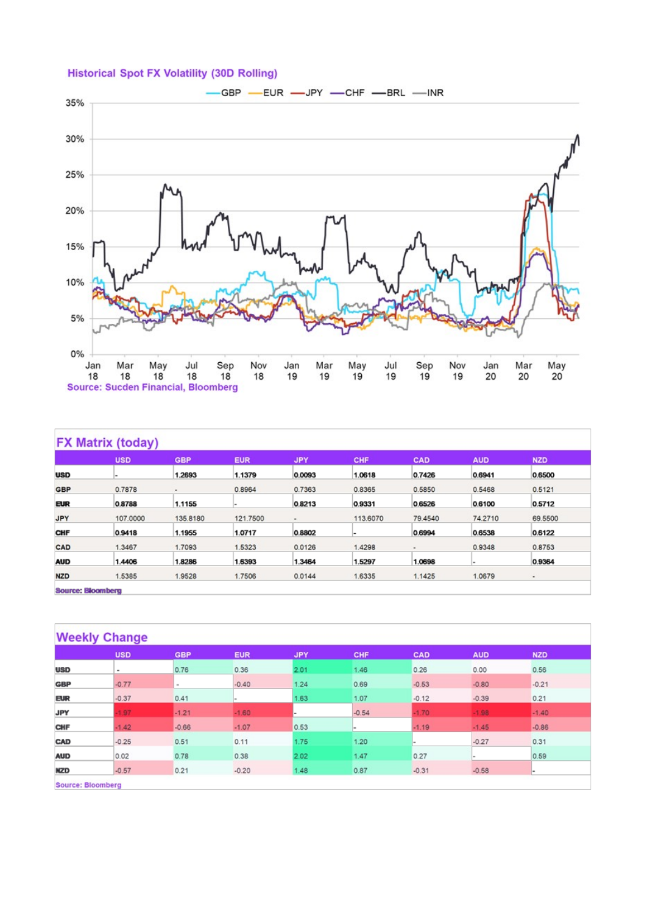## Historical Spot FX Volatility (30D Rolling)

Source: Sucden Financial, Bloomberg

## FX Matrix (today)

| | USD | GBP | EUR | JPY | CHF | CAD | AUD | NZD |
|---|---|---|---|---|---|---|---|---|
| **USD** | - | 1.2693 | 1.1379 | 0.0093 | 1.0618 | 0.7426 | 0.6941 | 0.6500 |
| **GBP** | 0.7878 | - | 0.8964 | 0.7363 | 0.8365 | 0.5850 | 0.5468 | 0.5121 |
| **EUR** | 0.8788 | 1.1155 | - | 0.8213 | 0.9331 | 0.6526 | 0.6100 | 0.5712 |
| **JPY** | 107.0000 | 135.8180 | 121.7500 | - | 113.6070 | 79.4540 | 74.2710 | 69.5500 |
| **CHF** | 0.9418 | 1.1955 | 1.0717 | 0.8802 | - | 0.6994 | 0.6538 | 0.6122 |
| **CAD** | 1.3467 | 1.7093 | 1.5323 | 0.0126 | 1.4298 | - | 0.9348 | 0.8753 |
| **AUD** | 1.4406 | 1.8286 | 1.6393 | 1.3464 | 1.5297 | 1.0698 | - | 0.9364 |
| **NZD** | 1.5385 | 1.9528 | 1.7506 | 0.0144 | 1.6335 | 1.1425 | 1.0679 | - |

Source: Bloomberg

## Weekly Change

| | USD | GBP | EUR | JPY | CHF | CAD | AUD | NZD |
|---|---|---|---|---|---|---|---|---|
| **USD** | - | 0.76 | 0.36 | 2.01 | 1.46 | 0.26 | 0.00 | 0.56 |
| **GBP** | -0.77 | - | -0.40 | 1.24 | 0.69 | -0.53 | -0.80 | -0.21 |
| **EUR** | -0.37 | 0.41 | - | 1.63 | 1.07 | -0.12 | -0.39 | 0.21 |
| **JPY** | -1.97 | -1.21 | -1.60 | - | -0.54 | -1.70 | -1.98 | -1.40 |
| **CHF** | -1.42 | -0.66 | -1.07 | 0.53 | - | -1.19 | -1.45 | -0.86 |
| **CAD** | -0.25 | 0.51 | 0.11 | 1.75 | 1.20 | - | -0.27 | 0.31 |
| **AUD** | 0.02 | 0.78 | 0.38 | 2.02 | 1.47 | 0.27 | - | 0.59 |
| **NZD** | -0.57 | 0.21 | -0.20 | 1.48 | 0.87 | -0.31 | -0.58 | - |

Source: Bloomberg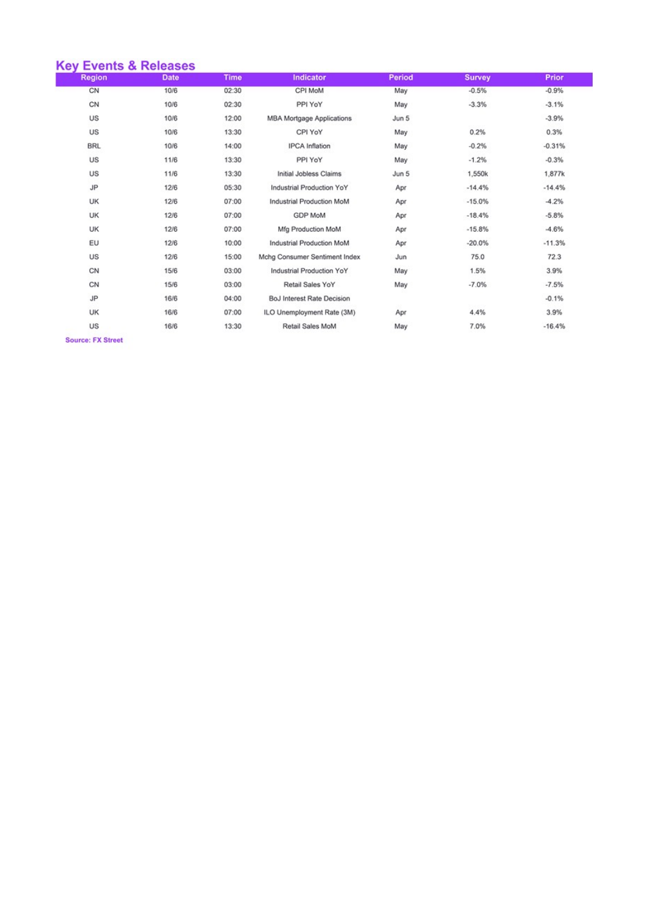## Key Events & Releases

| Region | Date | Time | Indicator | Period | Survey | Prior |
|---|---|---|---|---|---|---|
| CN | 10/6 | 02:30 | CPI MoM | May | -0.5% | -0.9% |
| CN | 10/6 | 02:30 | PPI YoY | May | -3.3% | -3.1% |
| US | 10/6 | 12:00 | MBA Mortgage Applications | Jun 5 | | -3.9% |
| US | 10/6 | 13:30 | CPI YoY | May | 0.2% | 0.3% |
| BRL | 10/6 | 14:00 | IPCA Inflation | May | -0.2% | -0.31% |
| US | 11/6 | 13:30 | PPI YoY | May | -1.2% | -0.3% |
| US | 11/6 | 13:30 | Initial Jobless Claims | Jun 5 | 1,550k | 1,877k |
| JP | 12/6 | 05:30 | Industrial Production YoY | Apr | -14.4% | -14.4% |
| UK | 12/6 | 07:00 | Industrial Production MoM | Apr | -15.0% | -4.2% |
| UK | 12/6 | 07:00 | GDP MoM | Apr | -18.4% | -5.8% |
| UK | 12/6 | 07:00 | Mfg Production MoM | Apr | -15.8% | -4.6% |
| EU | 12/6 | 10:00 | Industrial Production MoM | Apr | -20.0% | -11.3% |
| US | 12/6 | 15:00 | Mchg Consumer Sentiment Index | Jun | 75.0 | 72.3 |
| CN | 15/6 | 03:00 | Industrial Production YoY | May | 1.5% | 3.9% |
| CN | 15/6 | 03:00 | Retail Sales YoY | May | -7.0% | -7.5% |
| JP | 16/6 | 04:00 | BoJ Interest Rate Decision | | | -0.1% |
| UK | 16/6 | 07:00 | ILO Unemployment Rate (3M) | Apr | 4.4% | 3.9% |
| US | 16/6 | 13:30 | Retail Sales MoM | May | 7.0% | -16.4% |

**Source: FX Street**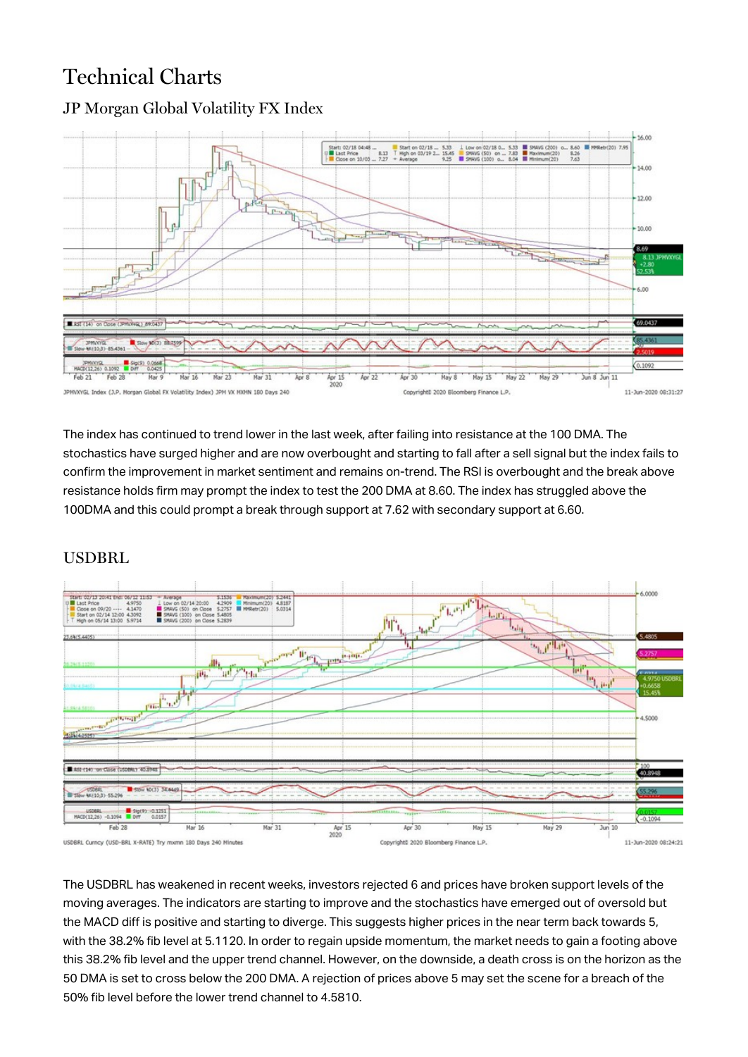# Technical Charts

## JP Morgan Global Volatility FX Index

The index has continued to trend lower in the last week, after failing into resistance at the 100 DMA. The stochastics have surged higher and are now overbought and starting to fall after a sell signal but the index fails to confirm the improvement in market sentiment and remains on-trend. The RSI is overbought and the break above resistance holds firm may prompt the index to test the 200 DMA at 8.60. The index has struggled above the 100DMA and this could prompt a break through support at 7.62 with secondary support at 6.60.

## USDBRL

The USDBRL has weakened in recent weeks, investors rejected 6 and prices have broken support levels of the moving averages. The indicators are starting to improve and the stochastics have emerged out of oversold but the MACD diff is positive and starting to diverge. This suggests higher prices in the near term back towards 5, with the 38.2% fib level at 5.1120. In order to regain upside momentum, the market needs to gain a footing above this 38.2% fib level and the upper trend channel. However, on the downside, a death cross is on the horizon as the 50 DMA is set to cross below the 200 DMA. A rejection of prices above 5 may set the scene for a breach of the 50% fib level before the lower trend channel to 4.5810.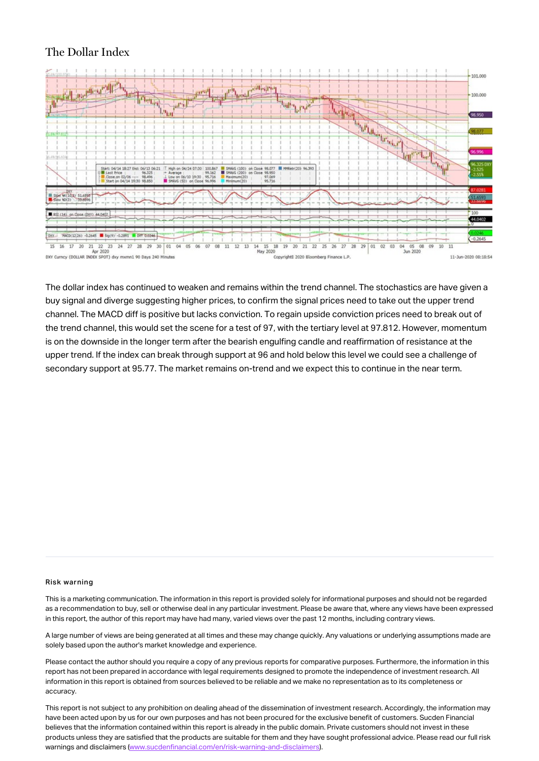## The Dollar Index

101.000
100.000
98.950
98.077
96.996
96.325 DXY
-2.525
-2.55%
87.0281
51.6593
100
44.0402
0.0246
-0.2645

Start: 04/14 18:27 End: 06/13 06:21
Last Price 96.325
Close on 02/06 98.496
Start on 04/14 19:30 98.850
High on 04/24 07:30 100.867
Average 99.162
Low on 06/10 19:30 95.716
SMAVG (50) on Close 96.996
SMAVG (100) on Close 98.077
SMAVG (200) on Close 98.950
Maximum(20) 97.069
Minimum(20) 95.716
MMRetr(20) 96.393

DXY
Slow %K(10,3) 51.6593
Slow %D(3) 33.6696

RSI (14) on Close (DXY) 44.0402

DXY MACD(12,26) -0.2645 Sig(9) -0.2891 Diff 0.0246

15 16 17 20 21 22 23 24 27 28 29 30 01 04 05 06 07 08 11 12 13 14 15 18 19 20 21 22 25 26 27 28 29 01 02 03 04 05 08 09 10 11
Apr 2020 May 2020 Jun 2020

DXY Curncy (DOLLAR INDEX SPOT) dxy mxmn1 90 Days 240 Minutes
Copyright© 2020 Bloomberg Finance L.P.
11-Jun-2020 08:18:54

The dollar index has continued to weaken and remains within the trend channel. The stochastics are have given a buy signal and diverge suggesting higher prices, to confirm the signal prices need to take out the upper trend channel. The MACD diff is positive but lacks conviction. To regain upside conviction prices need to break out of the trend channel, this would set the scene for a test of 97, with the tertiary level at 97.812. However, momentum is on the downside in the longer term after the bearish engulfing candle and reaffirmation of resistance at the upper trend. If the index can break through support at 96 and hold below this level we could see a challenge of secondary support at 95.77. The market remains on-trend and we expect this to continue in the near term.

---

### Risk warning

This is a marketing communication. The information in this report is provided solely for informational purposes and should not be regarded as a recommendation to buy, sell or otherwise deal in any particular investment. Please be aware that, where any views have been expressed in this report, the author of this report may have had many, varied views over the past 12 months, including contrary views.

A large number of views are being generated at all times and these may change quickly. Any valuations or underlying assumptions made are solely based upon the author's market knowledge and experience.

Please contact the author should you require a copy of any previous reports for comparative purposes. Furthermore, the information in this report has not been prepared in accordance with legal requirements designed to promote the independence of investment research. All information in this report is obtained from sources believed to be reliable and we make no representation as to its completeness or accuracy.

This report is not subject to any prohibition on dealing ahead of the dissemination of investment research. Accordingly, the information may have been acted upon by us for our own purposes and has not been procured for the exclusive benefit of customers. Sucden Financial believes that the information contained within this report is already in the public domain. Private customers should not invest in these products unless they are satisfied that the products are suitable for them and they have sought professional advice. Please read our full risk warnings and disclaimers ([www.sucdenfinancial.com/en/risk-warning-and-disclaimers](www.sucdenfinancial.com/en/risk-warning-and-disclaimers)).